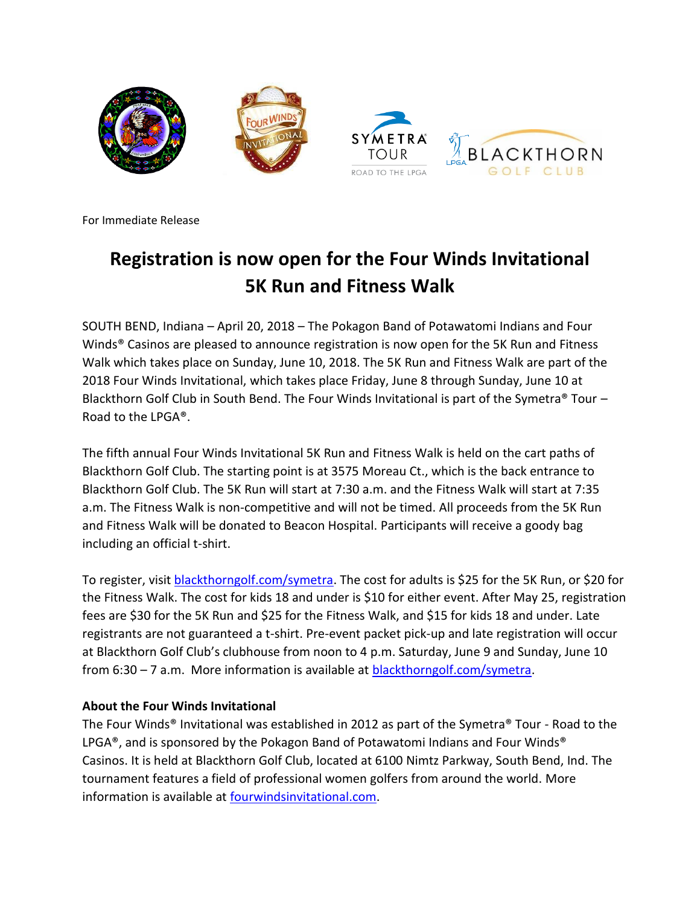For Immediate Release

# Registration is now open for the Four Winds Invitational 5K Run and Fitness Walk

SOUTH BEND, Indiana – April 20, 2018 – The Pokagon Band of Potawatomi Indians and Four Winds® Casinos are pleased to announce registration is now open for the 5K Run and Fitness Walk which takes place on Sunday, June 10, 2018. The 5K Run and Fitness Walk are part of the 2018 Four Winds Invitational, which takes place Friday, June 8 through Sunday, June 10 at Blackthorn Golf Club in South Bend. The Four Winds Invitational is part of the Symetra® Tour – Road to the LPGA®.

The fifth annual Four Winds Invitational 5K Run and Fitness Walk is held on the cart paths of Blackthorn Golf Club. The starting point is at 3575 Moreau Ct., which is the back entrance to Blackthorn Golf Club. The 5K Run will start at 7:30 a.m. and the Fitness Walk will start at 7:35 a.m. The Fitness Walk is non-competitive and will not be timed. All proceeds from the 5K Run and Fitness Walk will be donated to Beacon Hospital. Participants will receive a goody bag including an official t-shirt.

To register, visit [blackthorngolf.com/symetra](blackthorngolf.com/symetra). The cost for adults is $25 for the 5K Run, or $20 for the Fitness Walk. The cost for kids 18 and under is $10 for either event. After May 25, registration fees are $30 for the 5K Run and $25 for the Fitness Walk, and $15 for kids 18 and under. Late registrants are not guaranteed a t-shirt. Pre-event packet pick-up and late registration will occur at Blackthorn Golf Club's clubhouse from noon to 4 p.m. Saturday, June 9 and Sunday, June 10 from 6:30 – 7 a.m. More information is available at [blackthorngolf.com/symetra](blackthorngolf.com/symetra).

**About the Four Winds Invitational**

The Four Winds® Invitational was established in 2012 as part of the Symetra® Tour - Road to the LPGA®, and is sponsored by the Pokagon Band of Potawatomi Indians and Four Winds® Casinos. It is held at Blackthorn Golf Club, located at 6100 Nimtz Parkway, South Bend, Ind. The tournament features a field of professional women golfers from around the world. More information is available at [fourwindsinvitational.com](fourwindsinvitational.com).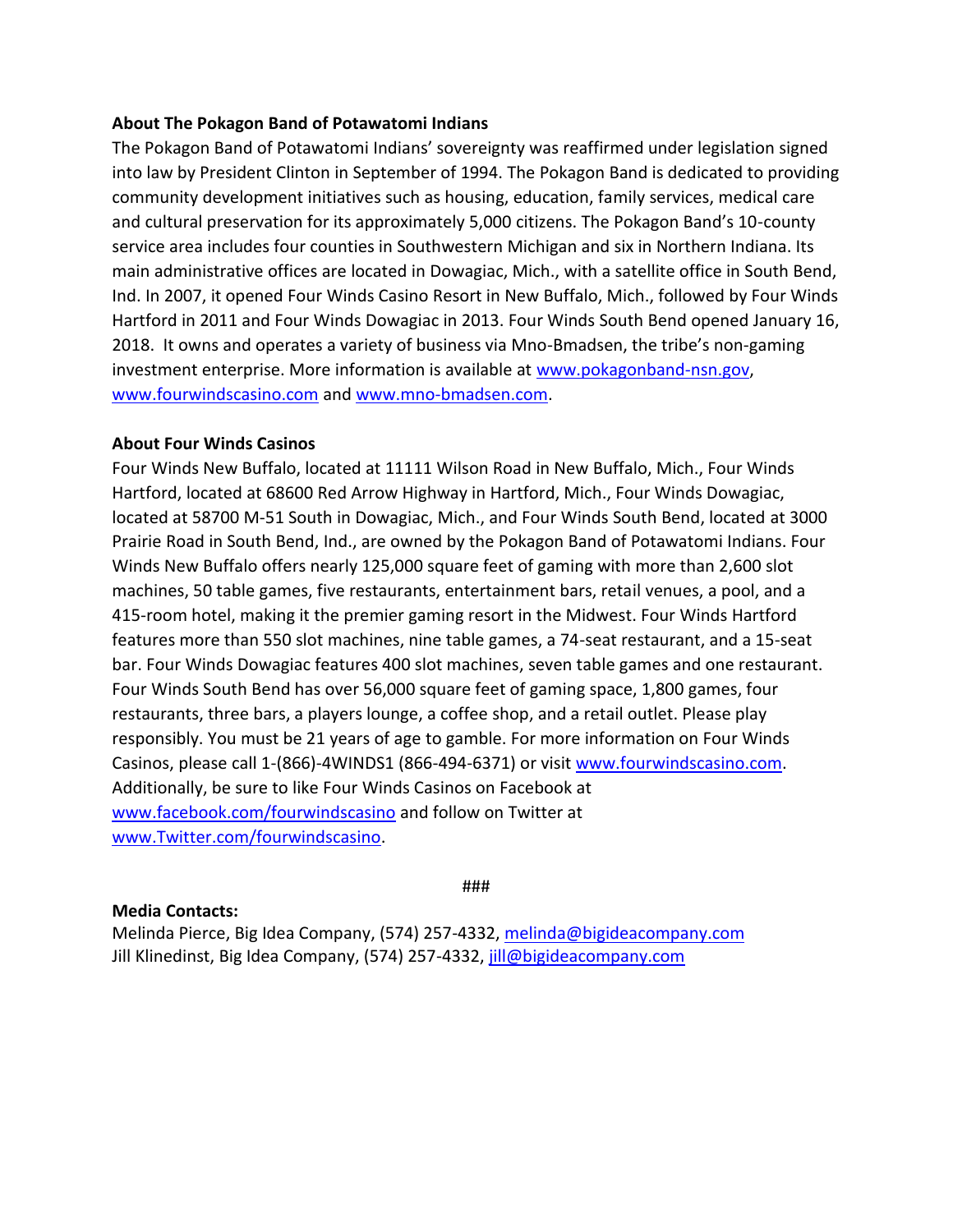**About The Pokagon Band of Potawatomi Indians**

The Pokagon Band of Potawatomi Indians' sovereignty was reaffirmed under legislation signed into law by President Clinton in September of 1994. The Pokagon Band is dedicated to providing community development initiatives such as housing, education, family services, medical care and cultural preservation for its approximately 5,000 citizens. The Pokagon Band's 10-county service area includes four counties in Southwestern Michigan and six in Northern Indiana. Its main administrative offices are located in Dowagiac, Mich., with a satellite office in South Bend, Ind. In 2007, it opened Four Winds Casino Resort in New Buffalo, Mich., followed by Four Winds Hartford in 2011 and Four Winds Dowagiac in 2013. Four Winds South Bend opened January 16, 2018. It owns and operates a variety of business via Mno-Bmadsen, the tribe's non-gaming investment enterprise. More information is available at www.pokagonband-nsn.gov, www.fourwindscasino.com and www.mno-bmadsen.com.

**About Four Winds Casinos**

Four Winds New Buffalo, located at 11111 Wilson Road in New Buffalo, Mich., Four Winds Hartford, located at 68600 Red Arrow Highway in Hartford, Mich., Four Winds Dowagiac, located at 58700 M-51 South in Dowagiac, Mich., and Four Winds South Bend, located at 3000 Prairie Road in South Bend, Ind., are owned by the Pokagon Band of Potawatomi Indians. Four Winds New Buffalo offers nearly 125,000 square feet of gaming with more than 2,600 slot machines, 50 table games, five restaurants, entertainment bars, retail venues, a pool, and a 415-room hotel, making it the premier gaming resort in the Midwest. Four Winds Hartford features more than 550 slot machines, nine table games, a 74-seat restaurant, and a 15-seat bar. Four Winds Dowagiac features 400 slot machines, seven table games and one restaurant. Four Winds South Bend has over 56,000 square feet of gaming space, 1,800 games, four restaurants, three bars, a players lounge, a coffee shop, and a retail outlet. Please play responsibly. You must be 21 years of age to gamble. For more information on Four Winds Casinos, please call 1-(866)-4WINDS1 (866-494-6371) or visit www.fourwindscasino.com. Additionally, be sure to like Four Winds Casinos on Facebook at www.facebook.com/fourwindscasino and follow on Twitter at www.Twitter.com/fourwindscasino.

###

**Media Contacts:**

Melinda Pierce, Big Idea Company, (574) 257-4332, melinda@bigideacompany.com
Jill Klinedinst, Big Idea Company, (574) 257-4332, jill@bigideacompany.com